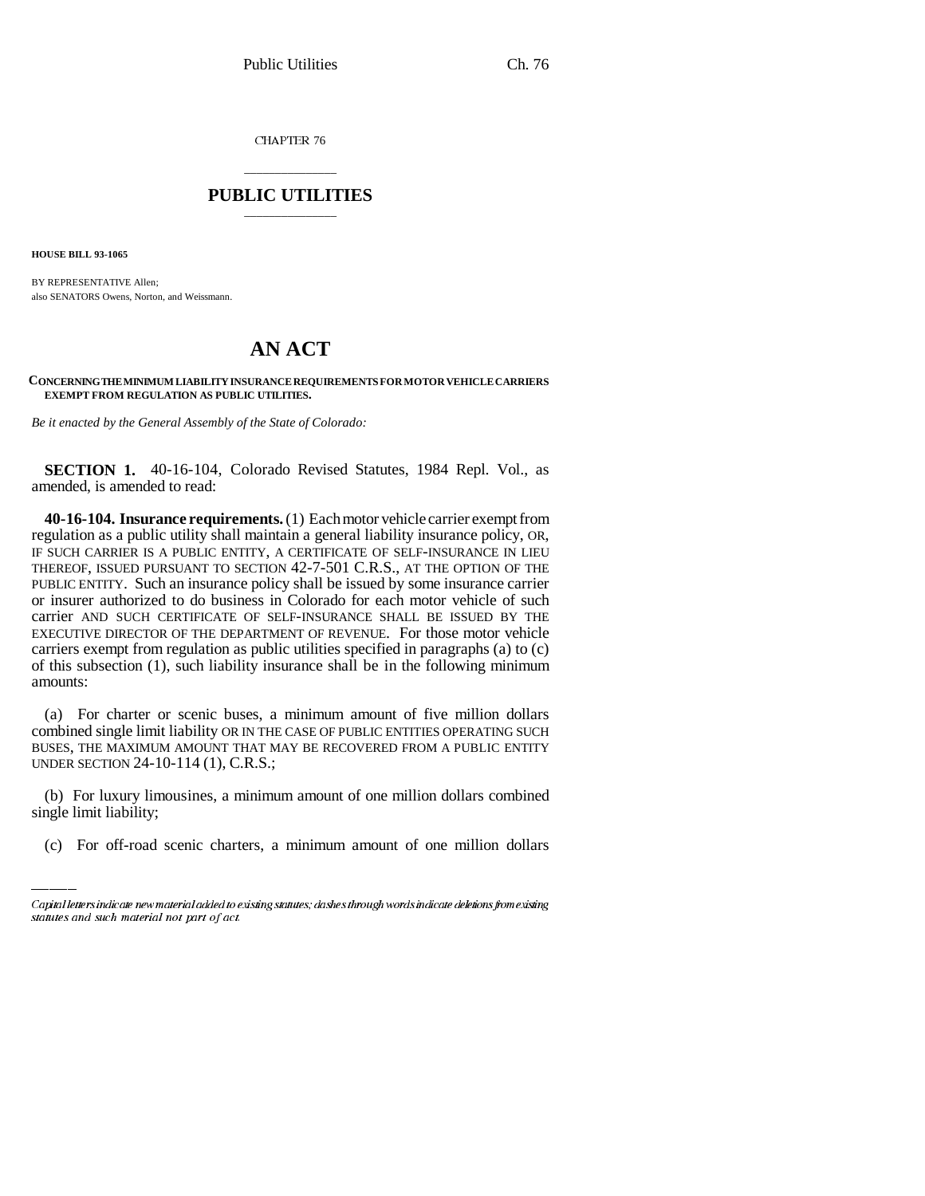CHAPTER 76

# PUBLIC UTILITIES

**HOUSE BILL 93-1065**

BY REPRESENTATIVE Allen;
also SENATORS Owens, Norton, and Weissmann.

# AN ACT

**CONCERNING THE MINIMUM LIABILITY INSURANCE REQUIREMENTS FOR MOTOR VEHICLE CARRIERS EXEMPT FROM REGULATION AS PUBLIC UTILITIES.**

*Be it enacted by the General Assembly of the State of Colorado:*

**SECTION 1.** 40-16-104, Colorado Revised Statutes, 1984 Repl. Vol., as amended, is amended to read:

**40-16-104. Insurance requirements.** (1) Each motor vehicle carrier exempt from regulation as a public utility shall maintain a general liability insurance policy, OR, IF SUCH CARRIER IS A PUBLIC ENTITY, A CERTIFICATE OF SELF-INSURANCE IN LIEU THEREOF, ISSUED PURSUANT TO SECTION 42-7-501 C.R.S., AT THE OPTION OF THE PUBLIC ENTITY. Such an insurance policy shall be issued by some insurance carrier or insurer authorized to do business in Colorado for each motor vehicle of such carrier AND SUCH CERTIFICATE OF SELF-INSURANCE SHALL BE ISSUED BY THE EXECUTIVE DIRECTOR OF THE DEPARTMENT OF REVENUE. For those motor vehicle carriers exempt from regulation as public utilities specified in paragraphs (a) to (c) of this subsection (1), such liability insurance shall be in the following minimum amounts:

(a) For charter or scenic buses, a minimum amount of five million dollars combined single limit liability OR IN THE CASE OF PUBLIC ENTITIES OPERATING SUCH BUSES, THE MAXIMUM AMOUNT THAT MAY BE RECOVERED FROM A PUBLIC ENTITY UNDER SECTION 24-10-114 (1), C.R.S.;

(b) For luxury limousines, a minimum amount of one million dollars combined single limit liability;

(c) For off-road scenic charters, a minimum amount of one million dollars

*Capital letters indicate new material added to existing statutes; dashes through words indicate deletions from existing statutes and such material not part of act.*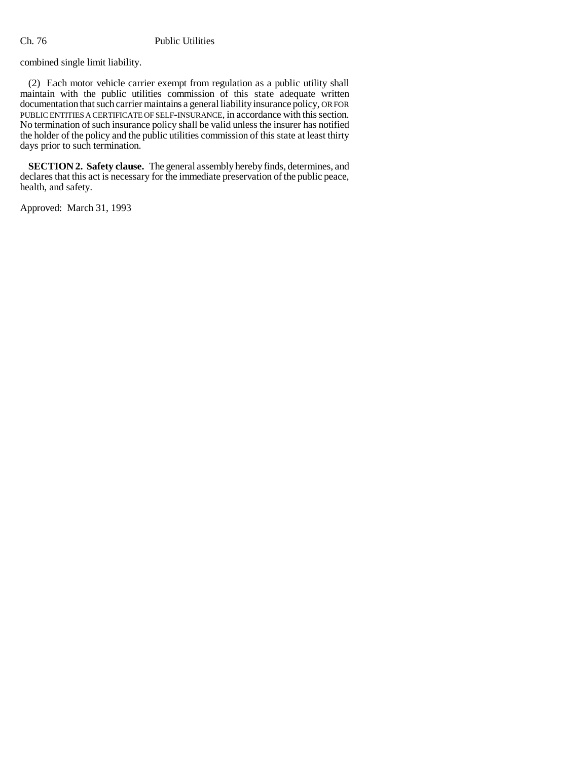combined single limit liability.

(2) Each motor vehicle carrier exempt from regulation as a public utility shall maintain with the public utilities commission of this state adequate written documentation that such carrier maintains a general liability insurance policy, OR FOR PUBLIC ENTITIES A CERTIFICATE OF SELF-INSURANCE, in accordance with this section. No termination of such insurance policy shall be valid unless the insurer has notified the holder of the policy and the public utilities commission of this state at least thirty days prior to such termination.

**SECTION 2. Safety clause.** The general assembly hereby finds, determines, and declares that this act is necessary for the immediate preservation of the public peace, health, and safety.

Approved: March 31, 1993